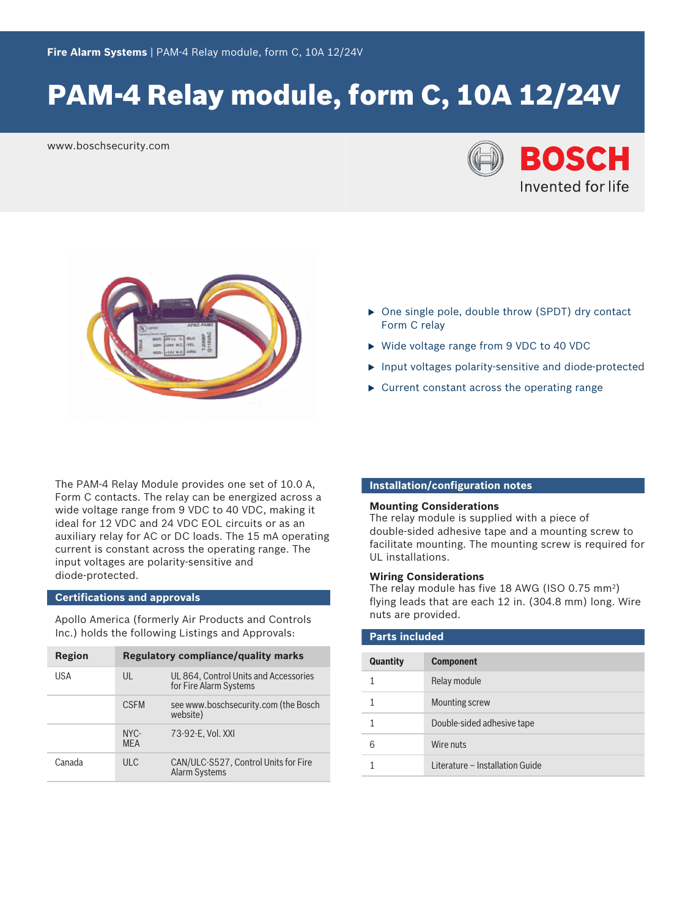# PAM-4 Relay module, form C, 10A 12/24V

www.boschsecurity.com

- One single pole, double throw (SPDT) dry contact Form C relay
- Wide voltage range from 9 VDC to 40 VDC
- Input voltages polarity-sensitive and diode-protected
- Current constant across the operating range

The PAM-4 Relay Module provides one set of 10.0 A, Form C contacts. The relay can be energized across a wide voltage range from 9 VDC to 40 VDC, making it ideal for 12 VDC and 24 VDC EOL circuits or as an auxiliary relay for AC or DC loads. The 15 mA operating current is constant across the operating range. The input voltages are polarity-sensitive and diode-protected.

## Certifications and approvals

Apollo America (formerly Air Products and Controls Inc.) holds the following Listings and Approvals:

| Region | Regulatory compliance/quality marks | |
|---|---|---|
| USA | UL | UL 864, Control Units and Accessories for Fire Alarm Systems |
| | CSFM | see www.boschsecurity.com (the Bosch website) |
| | NYC-MEA | 73-92-E, Vol. XXI |
| Canada | ULC | CAN/ULC-S527, Control Units for Fire Alarm Systems |

## Installation/configuration notes

### Mounting Considerations

The relay module is supplied with a piece of double-sided adhesive tape and a mounting screw to facilitate mounting. The mounting screw is required for UL installations.

### Wiring Considerations

The relay module has five 18 AWG (ISO 0.75 mm$^2$) flying leads that are each 12 in. (304.8 mm) long. Wire nuts are provided.

## Parts included

| Quantity | Component |
|---|---|
| 1 | Relay module |
| 1 | Mounting screw |
| 1 | Double-sided adhesive tape |
| 6 | Wire nuts |
| 1 | Literature – Installation Guide |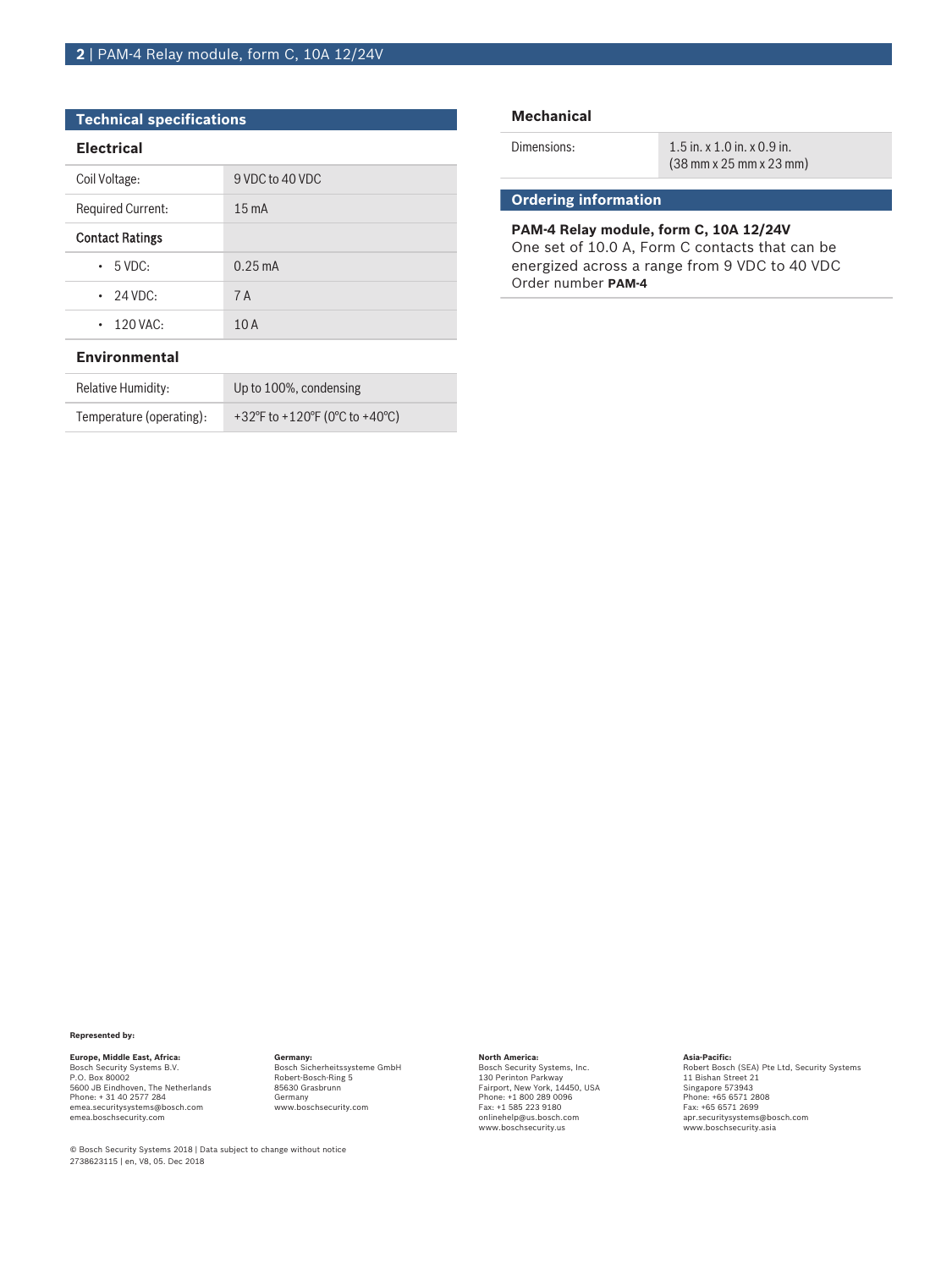## Technical specifications

### Electrical

| | |
|---|---|
| Coil Voltage: | 9 VDC to 40 VDC |
| Required Current: | 15 mA |
| **Contact Ratings** | |
| • 5 VDC: | 0.25 mA |
| • 24 VDC: | 7 A |
| • 120 VAC: | 10 A |

### Environmental

| | |
|---|---|
| Relative Humidity: | Up to 100%, condensing |
| Temperature (operating): | +32°F to +120°F (0°C to +40°C) |

### Mechanical

| | |
|---|---|
| Dimensions: | 1.5 in. x 1.0 in. x 0.9 in. (38 mm x 25 mm x 23 mm) |

## Ordering information

**PAM-4 Relay module, form C, 10A 12/24V**
One set of 10.0 A, Form C contacts that can be energized across a range from 9 VDC to 40 VDC
Order number **PAM-4**

**Represented by:**

**Europe, Middle East, Africa:**
Bosch Security Systems B.V.
P.O. Box 80002
5600 JB Eindhoven, The Netherlands
Phone: + 31 40 2577 284
emea.securitysystems@bosch.com
emea.boschsecurity.com

**Germany:**
Bosch Sicherheitssysteme GmbH
Robert-Bosch-Ring 5
85630 Grasbrunn
Germany
www.boschsecurity.com

**North America:**
Bosch Security Systems, Inc.
130 Perinton Parkway
Fairport, New York, 14450, USA
Phone: +1 800 289 0096
Fax: +1 585 223 9180
onlinehelp@us.bosch.com
www.boschsecurity.us

**Asia-Pacific:**
Robert Bosch (SEA) Pte Ltd, Security Systems
11 Bishan Street 21
Singapore 573943
Phone: +65 6571 2808
Fax: +65 6571 2699
apr.securitysystems@bosch.com
www.boschsecurity.asia

© Bosch Security Systems 2018 | Data subject to change without notice
2738623115 | en, V8, 05. Dec 2018